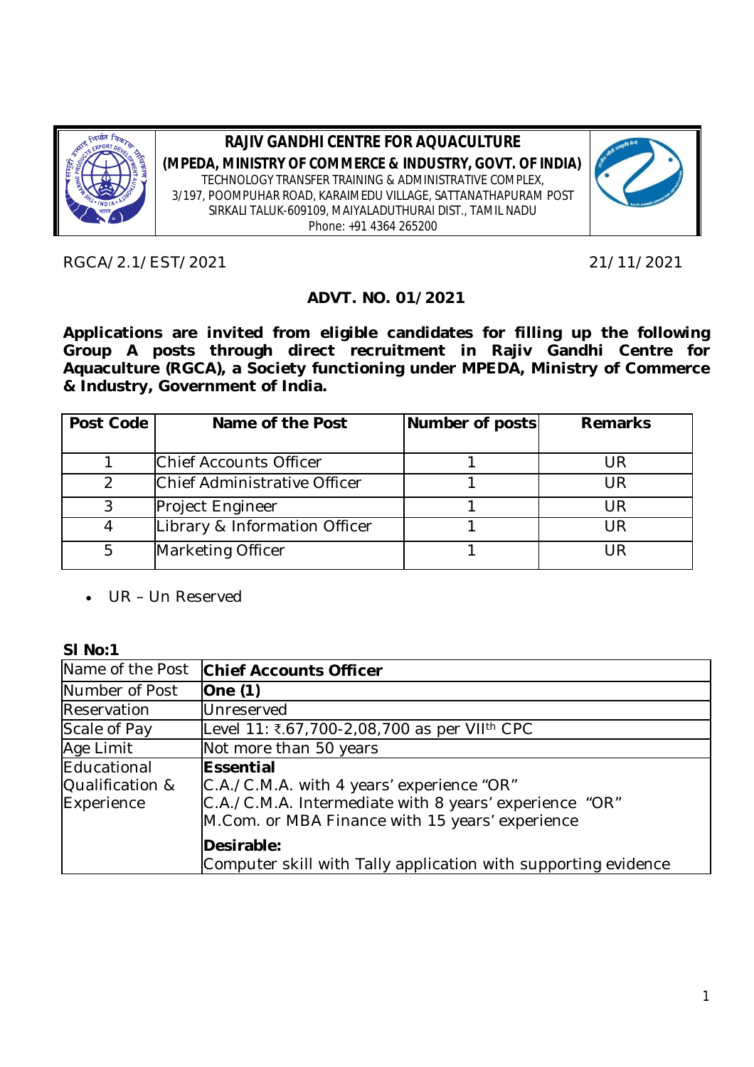# RAJIV GANDHI CENTRE FOR AQUACULTURE

**(MPEDA, MINISTRY OF COMMERCE & INDUSTRY, GOVT. OF INDIA)**

TECHNOLOGY TRANSFER TRAINING & ADMINISTRATIVE COMPLEX,
3/197, POOMPUHAR ROAD, KARAIMEDU VILLAGE, SATTANATHAPURAM POST
SIRKALI TALUK-609109, MAIYALADUTHURAI DIST., TAMIL NADU
Phone: +91 4364 265200

RGCA/2.1/EST/2021 21/11/2021

## ADVT. NO. 01/2021

**Applications are invited from eligible candidates for filling up the following Group A posts through direct recruitment in Rajiv Gandhi Centre for Aquaculture (RGCA), a Society functioning under MPEDA, Ministry of Commerce & Industry, Government of India.**

| Post Code | Name of the Post | Number of posts | Remarks |
|---|---|---|---|
| 1 | Chief Accounts Officer | 1 | UR |
| 2 | Chief Administrative Officer | 1 | UR |
| 3 | Project Engineer | 1 | UR |
| 4 | Library & Information Officer | 1 | UR |
| 5 | Marketing Officer | 1 | UR |

- UR – Un Reserved

**Sl No:1**

| Name of the Post | **Chief Accounts Officer** |
|---|---|
| Number of Post | **One (1)** |
| Reservation | Unreserved |
| Scale of Pay | Level 11: ₹.67,700-2,08,700 as per VII$^{th}$ CPC |
| Age Limit | Not more than 50 years |
| Educational Qualification & Experience | **Essential**<br>C.A./C.M.A. with 4 years' experience "OR"<br>C.A./C.M.A. Intermediate with 8 years' experience "OR"<br>M.Com. or MBA Finance with 15 years' experience<br>**Desirable:**<br>Computer skill with Tally application with supporting evidence |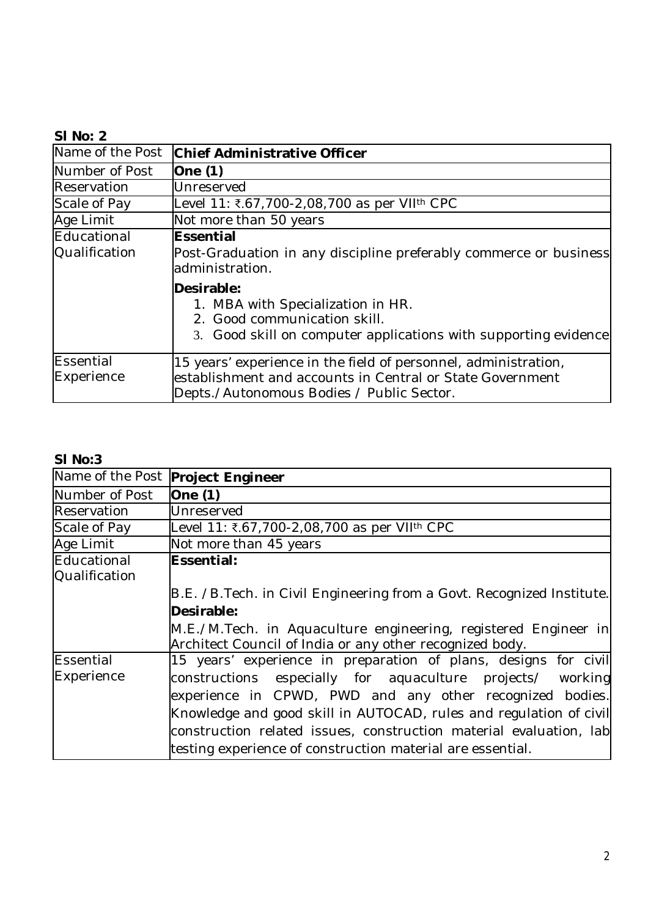**Sl No: 2**

| Name of the Post | **Chief Administrative Officer** |
|---|---|
| Number of Post | **One (1)** |
| Reservation | Unreserved |
| Scale of Pay | Level 11: ₹.67,700-2,08,700 as per VIIth CPC |
| Age Limit | Not more than 50 years |
| Educational Qualification | **Essential**<br>Post-Graduation in any discipline preferably commerce or business administration.<br>**Desirable:**<br>1. MBA with Specialization in HR.<br>2. Good communication skill.<br>3. Good skill on computer applications with supporting evidence |
| Essential Experience | 15 years' experience in the field of personnel, administration, establishment and accounts in Central or State Government Depts./Autonomous Bodies / Public Sector. |

**Sl No:3**

| Name of the Post | **Project Engineer** |
|---|---|
| Number of Post | **One (1)** |
| Reservation | Unreserved |
| Scale of Pay | Level 11: ₹.67,700-2,08,700 as per VIIth CPC |
| Age Limit | Not more than 45 years |
| Educational Qualification | **Essential:**<br>B.E. /B.Tech. in Civil Engineering from a Govt. Recognized Institute.<br>**Desirable:**<br>M.E./M.Tech. in Aquaculture engineering, registered Engineer in Architect Council of India or any other recognized body. |
| Essential Experience | 15 years' experience in preparation of plans, designs for civil constructions especially for aquaculture projects/ working experience in CPWD, PWD and any other recognized bodies. Knowledge and good skill in AUTOCAD, rules and regulation of civil construction related issues, construction material evaluation, lab testing experience of construction material are essential. |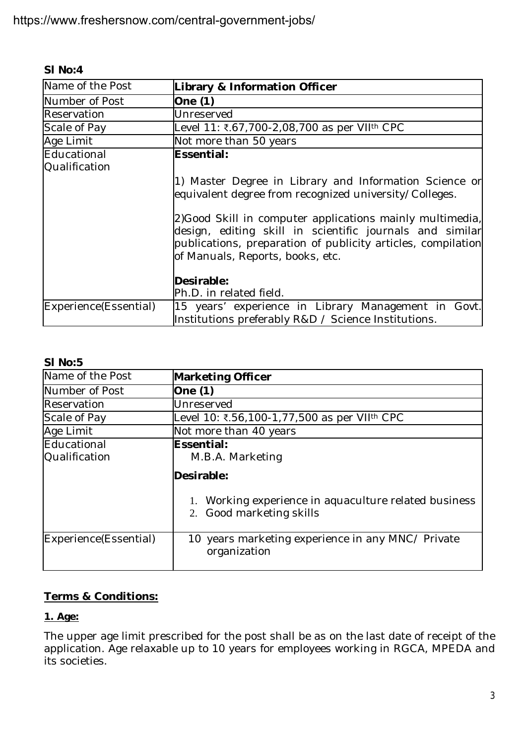**Sl No:4**

| Name of the Post | **Library & Information Officer** |
|---|---|
| Number of Post | **One (1)** |
| Reservation | Unreserved |
| Scale of Pay | Level 11: ₹.67,700-2,08,700 as per VII$^{th}$ CPC |
| Age Limit | Not more than 50 years |
| Educational Qualification | **Essential:**<br><br>1) Master Degree in Library and Information Science or equivalent degree from recognized university/Colleges.<br><br>2)Good Skill in computer applications mainly multimedia, design, editing skill in scientific journals and similar publications, preparation of publicity articles, compilation of Manuals, Reports, books, etc.<br><br>**Desirable:**<br>Ph.D. in related field. |
| Experience(Essential) | 15 years' experience in Library Management in Govt. Institutions preferably R&D / Science Institutions. |

**Sl No:5**

| Name of the Post | **Marketing Officer** |
|---|---|
| Number of Post | **One (1)** |
| Reservation | Unreserved |
| Scale of Pay | Level 10: ₹.56,100-1,77,500 as per VII$^{th}$ CPC |
| Age Limit | Not more than 40 years |
| Educational Qualification | **Essential:**<br>M.B.A. Marketing<br><br>**Desirable:**<br><br>1. Working experience in aquaculture related business<br>2. Good marketing skills |
| Experience(Essential) | 10 years marketing experience in any MNC/ Private organization |

## **Terms & Conditions:**

### **1. Age:**

The upper age limit prescribed for the post shall be as on the last date of receipt of the application. Age relaxable up to 10 years for employees working in RGCA, MPEDA and its societies.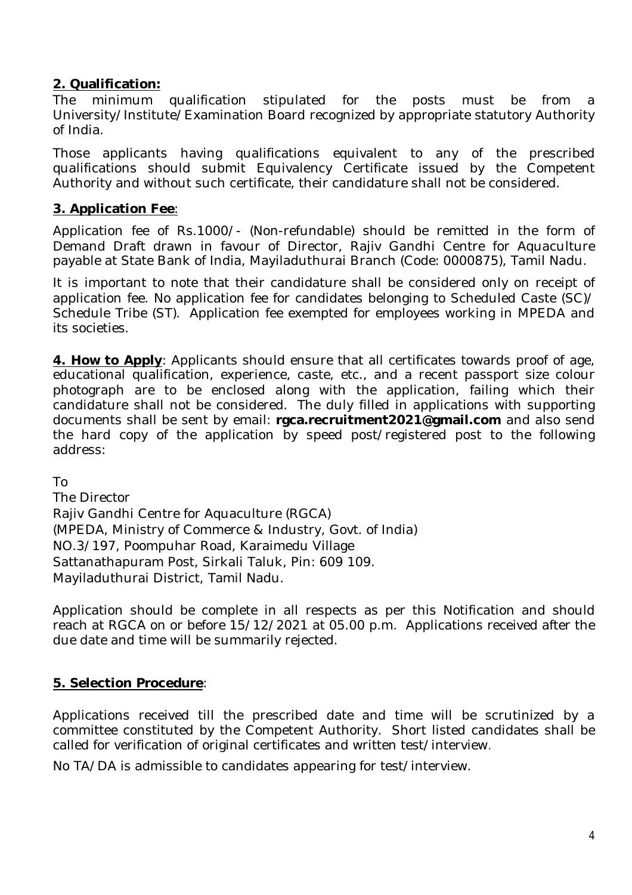**2. Qualification:**

The minimum qualification stipulated for the posts must be from a University/Institute/Examination Board recognized by appropriate statutory Authority of India.

Those applicants having qualifications equivalent to any of the prescribed qualifications should submit Equivalency Certificate issued by the Competent Authority and without such certificate, their candidature shall not be considered.

**3. Application Fee**:

Application fee of Rs.1000/- (Non-refundable) should be remitted in the form of Demand Draft drawn in favour of Director, Rajiv Gandhi Centre for Aquaculture payable at State Bank of India, Mayiladuthurai Branch (Code: 0000875), Tamil Nadu.

It is important to note that their candidature shall be considered only on receipt of application fee. No application fee for candidates belonging to Scheduled Caste (SC)/ Schedule Tribe (ST). Application fee exempted for employees working in MPEDA and its societies.

**4. How to Apply**: Applicants should ensure that all certificates towards proof of age, educational qualification, experience, caste, etc., and a recent passport size colour photograph are to be enclosed along with the application, failing which their candidature shall not be considered. The duly filled in applications with supporting documents shall be sent by email: **rgca.recruitment2021@gmail.com** and also send the hard copy of the application by speed post/registered post to the following address:

To
The Director
Rajiv Gandhi Centre for Aquaculture (RGCA)
(MPEDA, Ministry of Commerce & Industry, Govt. of India)
NO.3/197, Poompuhar Road, Karaimedu Village
Sattanathapuram Post, Sirkali Taluk, Pin: 609 109.
Mayiladuthurai District, Tamil Nadu.

Application should be complete in all respects as per this Notification and should reach at RGCA on or before 15/12/2021 at 05.00 p.m. Applications received after the due date and time will be summarily rejected.

**5. Selection Procedure**:

Applications received till the prescribed date and time will be scrutinized by a committee constituted by the Competent Authority. Short listed candidates shall be called for verification of original certificates and written test/interview.

No TA/DA is admissible to candidates appearing for test/interview.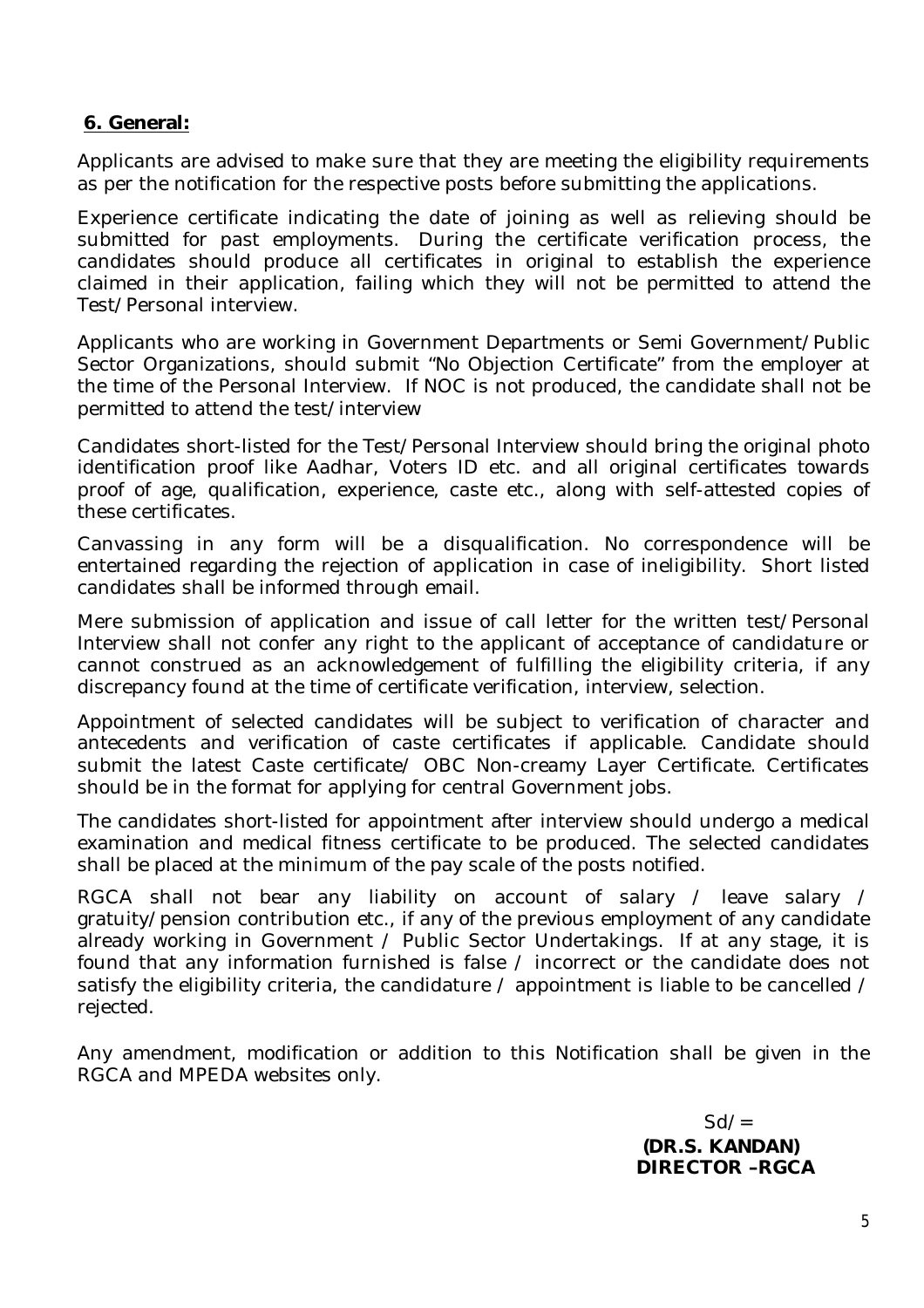## **6. General:**

Applicants are advised to make sure that they are meeting the eligibility requirements as per the notification for the respective posts before submitting the applications.

Experience certificate indicating the date of joining as well as relieving should be submitted for past employments. During the certificate verification process, the candidates should produce all certificates in original to establish the experience claimed in their application, failing which they will not be permitted to attend the Test/Personal interview.

Applicants who are working in Government Departments or Semi Government/Public Sector Organizations, should submit "No Objection Certificate" from the employer at the time of the Personal Interview. If NOC is not produced, the candidate shall not be permitted to attend the test/interview

Candidates short-listed for the Test/Personal Interview should bring the original photo identification proof like Aadhar, Voters ID etc. and all original certificates towards proof of age, qualification, experience, caste etc., along with self-attested copies of these certificates.

Canvassing in any form will be a disqualification. No correspondence will be entertained regarding the rejection of application in case of ineligibility. Short listed candidates shall be informed through email.

Mere submission of application and issue of call letter for the written test/Personal Interview shall not confer any right to the applicant of acceptance of candidature or cannot construed as an acknowledgement of fulfilling the eligibility criteria, if any discrepancy found at the time of certificate verification, interview, selection.

Appointment of selected candidates will be subject to verification of character and antecedents and verification of caste certificates if applicable. Candidate should submit the latest Caste certificate/ OBC Non-creamy Layer Certificate. Certificates should be in the format for applying for central Government jobs.

The candidates short-listed for appointment after interview should undergo a medical examination and medical fitness certificate to be produced. The selected candidates shall be placed at the minimum of the pay scale of the posts notified.

RGCA shall not bear any liability on account of salary / leave salary / gratuity/pension contribution etc., if any of the previous employment of any candidate already working in Government / Public Sector Undertakings. If at any stage, it is found that any information furnished is false / incorrect or the candidate does not satisfy the eligibility criteria, the candidature / appointment is liable to be cancelled / rejected.

Any amendment, modification or addition to this Notification shall be given in the RGCA and MPEDA websites only.

Sd/=
**(DR.S. KANDAN)**
**DIRECTOR –RGCA**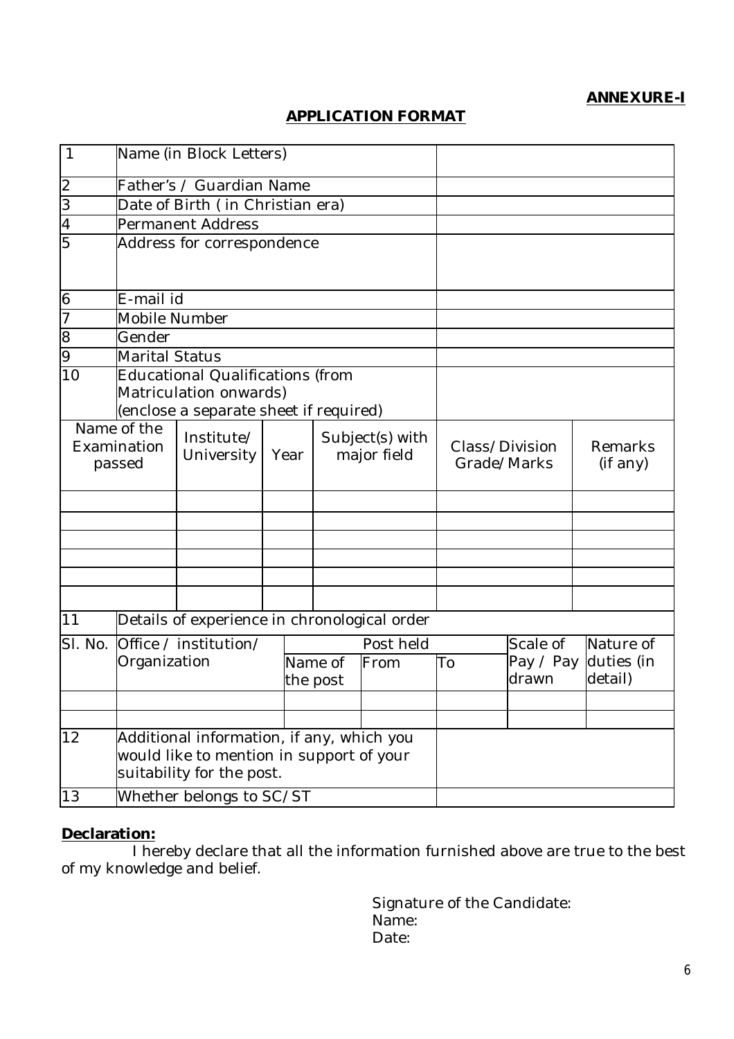**ANNEXURE-I**

## APPLICATION FORMAT

| | | |
|---|---|---|
| 1 | Name (in Block Letters) | |
| 2 | Father's / Guardian Name | |
| 3 | Date of Birth ( in Christian era) | |
| 4 | Permanent Address | |
| 5 | Address for correspondence | |
| 6 | E-mail id | |
| 7 | Mobile Number | |
| 8 | Gender | |
| 9 | Marital Status | |
| 10 | Educational Qualifications (from Matriculation onwards) (enclose a separate sheet if required) | |

| Name of the Examination passed | Institute/ University | Year | Subject(s) with major field | Class/Division Grade/Marks | Remarks (if any) |
|---|---|---|---|---|---|
| | | | | | |
| | | | | | |
| | | | | | |
| | | | | | |
| | | | | | |
| | | | | | |

**11** Details of experience in chronological order

| Sl. No. | Office / institution/ Organization | Post held | | | Scale of Pay / Pay drawn | Nature of duties (in detail) |
|---|---|---|---|---|---|---|
| | | Name of the post | From | To | | |
| | | | | | | |
| | | | | | | |

| | | |
|---|---|---|
| 12 | Additional information, if any, which you would like to mention in support of your suitability for the post. | |
| 13 | Whether belongs to SC/ST | |

**Declaration:**

I hereby declare that all the information furnished above are true to the best of my knowledge and belief.

Signature of the Candidate:
Name:
Date: